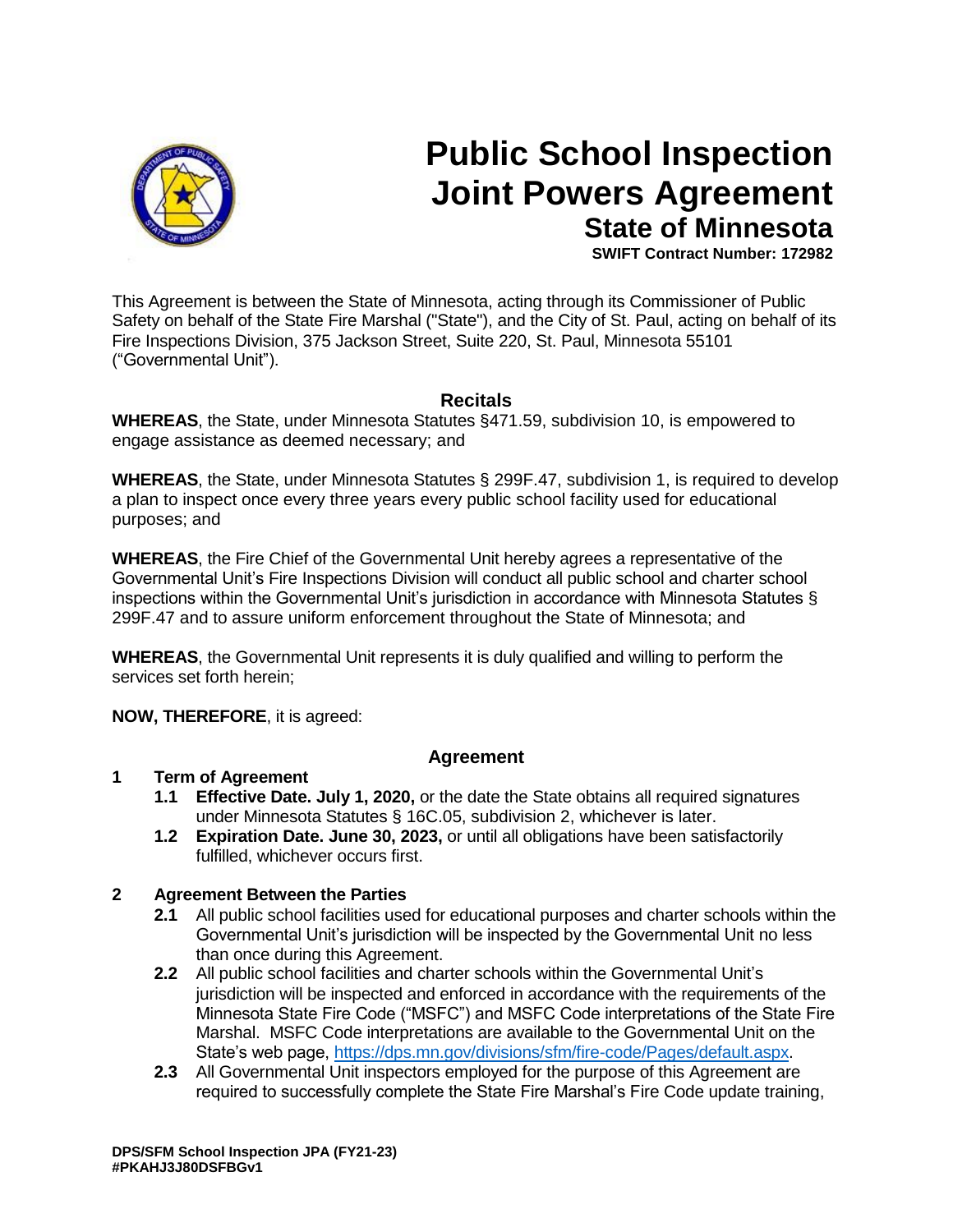# Public School Inspection Joint Powers Agreement

## State of Minnesota

**SWIFT Contract Number: 172982**

This Agreement is between the State of Minnesota, acting through its Commissioner of Public Safety on behalf of the State Fire Marshal ("State"), and the City of St. Paul, acting on behalf of its Fire Inspections Division, 375 Jackson Street, Suite 220, St. Paul, Minnesota 55101 ("Governmental Unit").

### Recitals

**WHEREAS**, the State, under Minnesota Statutes §471.59, subdivision 10, is empowered to engage assistance as deemed necessary; and

**WHEREAS**, the State, under Minnesota Statutes § 299F.47, subdivision 1, is required to develop a plan to inspect once every three years every public school facility used for educational purposes; and

**WHEREAS**, the Fire Chief of the Governmental Unit hereby agrees a representative of the Governmental Unit's Fire Inspections Division will conduct all public school and charter school inspections within the Governmental Unit's jurisdiction in accordance with Minnesota Statutes § 299F.47 and to assure uniform enforcement throughout the State of Minnesota; and

**WHEREAS**, the Governmental Unit represents it is duly qualified and willing to perform the services set forth herein;

**NOW, THEREFORE**, it is agreed:

### Agreement

**1 Term of Agreement**

- **1.1 Effective Date. July 1, 2020,** or the date the State obtains all required signatures under Minnesota Statutes § 16C.05, subdivision 2, whichever is later.
- **1.2 Expiration Date. June 30, 2023,** or until all obligations have been satisfactorily fulfilled, whichever occurs first.

**2 Agreement Between the Parties**

- **2.1** All public school facilities used for educational purposes and charter schools within the Governmental Unit's jurisdiction will be inspected by the Governmental Unit no less than once during this Agreement.
- **2.2** All public school facilities and charter schools within the Governmental Unit's jurisdiction will be inspected and enforced in accordance with the requirements of the Minnesota State Fire Code ("MSFC") and MSFC Code interpretations of the State Fire Marshal. MSFC Code interpretations are available to the Governmental Unit on the State's web page, https://dps.mn.gov/divisions/sfm/fire-code/Pages/default.aspx.
- **2.3** All Governmental Unit inspectors employed for the purpose of this Agreement are required to successfully complete the State Fire Marshal's Fire Code update training,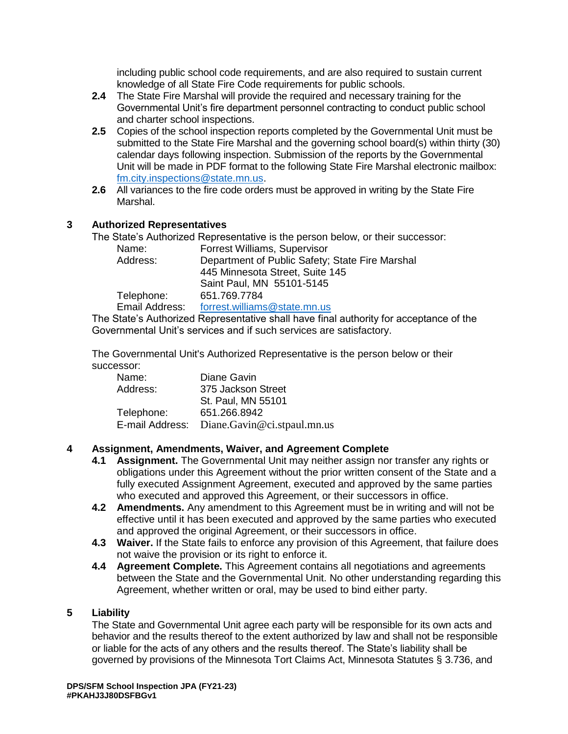including public school code requirements, and are also required to sustain current knowledge of all State Fire Code requirements for public schools.

**2.4** The State Fire Marshal will provide the required and necessary training for the Governmental Unit's fire department personnel contracting to conduct public school and charter school inspections.

**2.5** Copies of the school inspection reports completed by the Governmental Unit must be submitted to the State Fire Marshal and the governing school board(s) within thirty (30) calendar days following inspection. Submission of the reports by the Governmental Unit will be made in PDF format to the following State Fire Marshal electronic mailbox: fm.city.inspections@state.mn.us.

**2.6** All variances to the fire code orders must be approved in writing by the State Fire Marshal.

## 3 Authorized Representatives

The State's Authorized Representative is the person below, or their successor:

Name: Forrest Williams, Supervisor
Address: Department of Public Safety; State Fire Marshal
445 Minnesota Street, Suite 145
Saint Paul, MN 55101-5145
Telephone: 651.769.7784
Email Address: forrest.williams@state.mn.us

The State's Authorized Representative shall have final authority for acceptance of the Governmental Unit's services and if such services are satisfactory.

The Governmental Unit's Authorized Representative is the person below or their successor:

Name: Diane Gavin
Address: 375 Jackson Street
St. Paul, MN 55101
Telephone: 651.266.8942
E-mail Address: Diane.Gavin@ci.stpaul.mn.us

## 4 Assignment, Amendments, Waiver, and Agreement Complete

**4.1 Assignment.** The Governmental Unit may neither assign nor transfer any rights or obligations under this Agreement without the prior written consent of the State and a fully executed Assignment Agreement, executed and approved by the same parties who executed and approved this Agreement, or their successors in office.

**4.2 Amendments.** Any amendment to this Agreement must be in writing and will not be effective until it has been executed and approved by the same parties who executed and approved the original Agreement, or their successors in office.

**4.3 Waiver.** If the State fails to enforce any provision of this Agreement, that failure does not waive the provision or its right to enforce it.

**4.4 Agreement Complete.** This Agreement contains all negotiations and agreements between the State and the Governmental Unit. No other understanding regarding this Agreement, whether written or oral, may be used to bind either party.

## 5 Liability

The State and Governmental Unit agree each party will be responsible for its own acts and behavior and the results thereof to the extent authorized by law and shall not be responsible or liable for the acts of any others and the results thereof. The State's liability shall be governed by provisions of the Minnesota Tort Claims Act, Minnesota Statutes § 3.736, and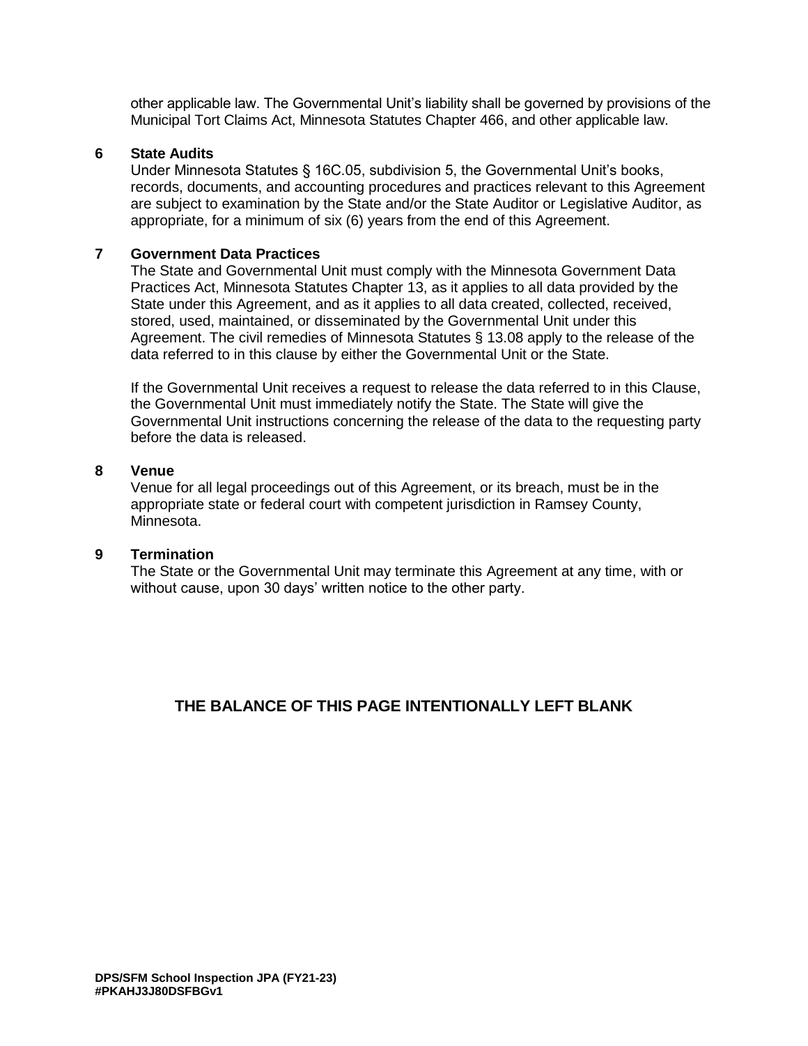other applicable law. The Governmental Unit's liability shall be governed by provisions of the Municipal Tort Claims Act, Minnesota Statutes Chapter 466, and other applicable law.

**6 State Audits**

Under Minnesota Statutes § 16C.05, subdivision 5, the Governmental Unit's books, records, documents, and accounting procedures and practices relevant to this Agreement are subject to examination by the State and/or the State Auditor or Legislative Auditor, as appropriate, for a minimum of six (6) years from the end of this Agreement.

**7 Government Data Practices**

The State and Governmental Unit must comply with the Minnesota Government Data Practices Act, Minnesota Statutes Chapter 13, as it applies to all data provided by the State under this Agreement, and as it applies to all data created, collected, received, stored, used, maintained, or disseminated by the Governmental Unit under this Agreement. The civil remedies of Minnesota Statutes § 13.08 apply to the release of the data referred to in this clause by either the Governmental Unit or the State.

If the Governmental Unit receives a request to release the data referred to in this Clause, the Governmental Unit must immediately notify the State. The State will give the Governmental Unit instructions concerning the release of the data to the requesting party before the data is released.

**8 Venue**

Venue for all legal proceedings out of this Agreement, or its breach, must be in the appropriate state or federal court with competent jurisdiction in Ramsey County, Minnesota.

**9 Termination**

The State or the Governmental Unit may terminate this Agreement at any time, with or without cause, upon 30 days' written notice to the other party.

**THE BALANCE OF THIS PAGE INTENTIONALLY LEFT BLANK**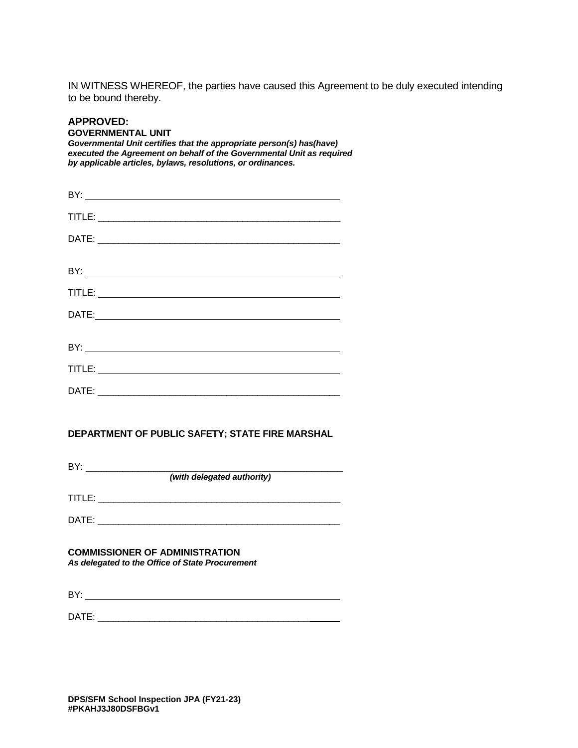IN WITNESS WHEREOF, the parties have caused this Agreement to be duly executed intending to be bound thereby.

**APPROVED:**

**GOVERNMENTAL UNIT**

***Governmental Unit certifies that the appropriate person(s) has(have) executed the Agreement on behalf of the Governmental Unit as required by applicable articles, bylaws, resolutions, or ordinances.***

BY: ________________________________________________

TITLE: ______________________________________________

DATE: ______________________________________________

BY: ________________________________________________

TITLE: ______________________________________________

DATE: ______________________________________________

BY: ________________________________________________

TITLE: ______________________________________________

DATE: ______________________________________________

**DEPARTMENT OF PUBLIC SAFETY; STATE FIRE MARSHAL**

BY: ________________________________________________
***(with delegated authority)***

TITLE: ______________________________________________

DATE: ______________________________________________

**COMMISSIONER OF ADMINISTRATION**

***As delegated to the Office of State Procurement***

BY: ________________________________________________

DATE: ______________________________________________

**DPS/SFM School Inspection JPA (FY21-23)**
**#PKAHJ3J80DSFBGv1**